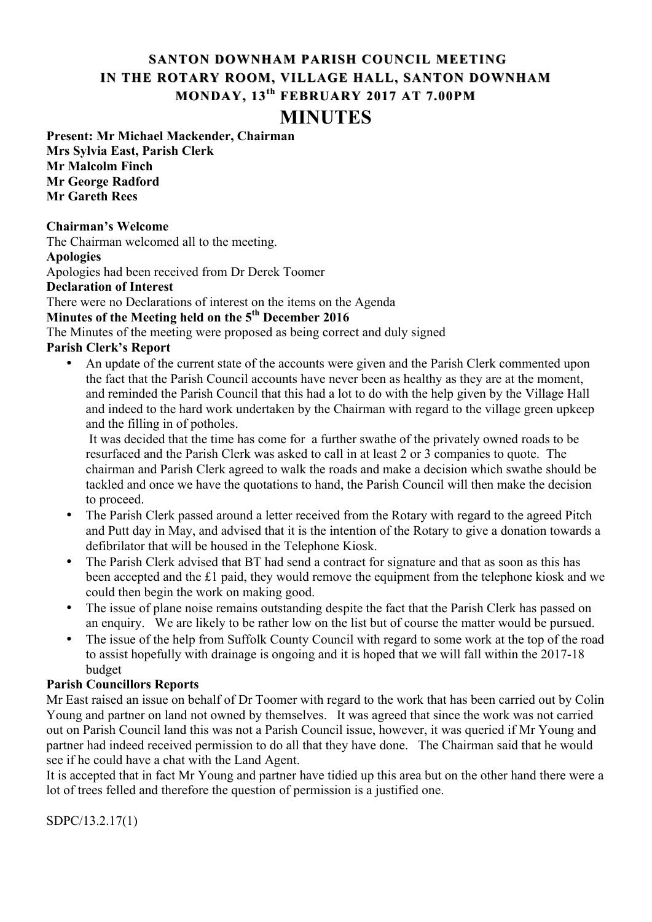# SANTON DOWNHAM PARISH COUNCIL MEETING
# IN THE ROTARY ROOM, VILLAGE HALL, SANTON DOWNHAM
# MONDAY, 13th FEBRUARY 2017 AT 7.00PM

# MINUTES

**Present: Mr Michael Mackender, Chairman**
**Mrs Sylvia East, Parish Clerk**
**Mr Malcolm Finch**
**Mr George Radford**
**Mr Gareth Rees**

**Chairman's Welcome**
The Chairman welcomed all to the meeting.

**Apologies**
Apologies had been received from Dr Derek Toomer

**Declaration of Interest**
There were no Declarations of interest on the items on the Agenda

**Minutes of the Meeting held on the 5th December 2016**
The Minutes of the meeting were proposed as being correct and duly signed

**Parish Clerk's Report**

- An update of the current state of the accounts were given and the Parish Clerk commented upon the fact that the Parish Council accounts have never been as healthy as they are at the moment, and reminded the Parish Council that this had a lot to do with the help given by the Village Hall and indeed to the hard work undertaken by the Chairman with regard to the village green upkeep and the filling in of potholes.
  It was decided that the time has come for a further swathe of the privately owned roads to be resurfaced and the Parish Clerk was asked to call in at least 2 or 3 companies to quote. The chairman and Parish Clerk agreed to walk the roads and make a decision which swathe should be tackled and once we have the quotations to hand, the Parish Council will then make the decision to proceed.
- The Parish Clerk passed around a letter received from the Rotary with regard to the agreed Pitch and Putt day in May, and advised that it is the intention of the Rotary to give a donation towards a defibrilator that will be housed in the Telephone Kiosk.
- The Parish Clerk advised that BT had send a contract for signature and that as soon as this has been accepted and the £1 paid, they would remove the equipment from the telephone kiosk and we could then begin the work on making good.
- The issue of plane noise remains outstanding despite the fact that the Parish Clerk has passed on an enquiry. We are likely to be rather low on the list but of course the matter would be pursued.
- The issue of the help from Suffolk County Council with regard to some work at the top of the road to assist hopefully with drainage is ongoing and it is hoped that we will fall within the 2017-18 budget

**Parish Councillors Reports**
Mr East raised an issue on behalf of Dr Toomer with regard to the work that has been carried out by Colin Young and partner on land not owned by themselves. It was agreed that since the work was not carried out on Parish Council land this was not a Parish Council issue, however, it was queried if Mr Young and partner had indeed received permission to do all that they have done. The Chairman said that he would see if he could have a chat with the Land Agent.
It is accepted that in fact Mr Young and partner have tidied up this area but on the other hand there were a lot of trees felled and therefore the question of permission is a justified one.

SDPC/13.2.17(1)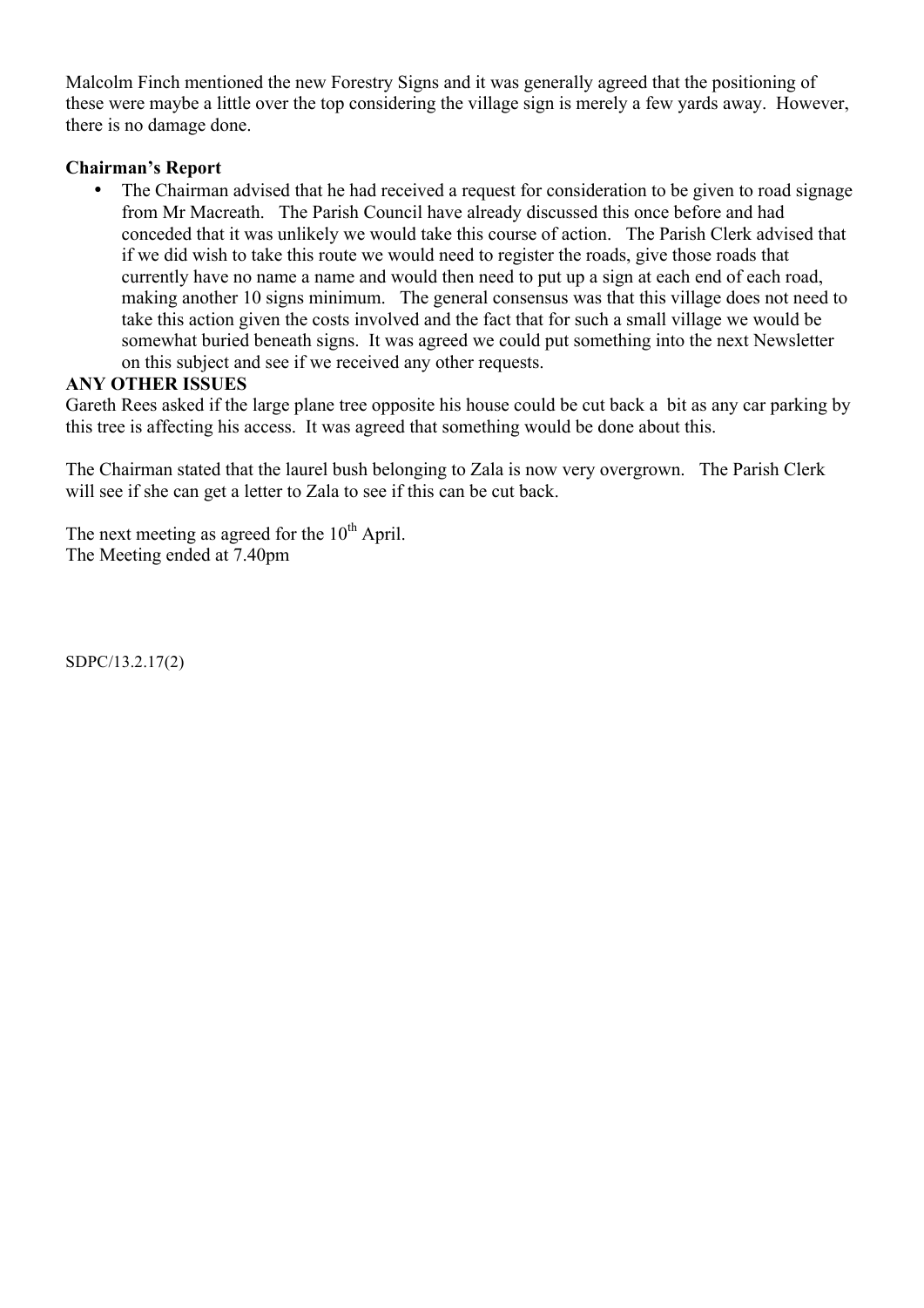Malcolm Finch mentioned the new Forestry Signs and it was generally agreed that the positioning of these were maybe a little over the top considering the village sign is merely a few yards away. However, there is no damage done.

**Chairman's Report**

- The Chairman advised that he had received a request for consideration to be given to road signage from Mr Macreath. The Parish Council have already discussed this once before and had conceded that it was unlikely we would take this course of action. The Parish Clerk advised that if we did wish to take this route we would need to register the roads, give those roads that currently have no name a name and would then need to put up a sign at each end of each road, making another 10 signs minimum. The general consensus was that this village does not need to take this action given the costs involved and the fact that for such a small village we would be somewhat buried beneath signs. It was agreed we could put something into the next Newsletter on this subject and see if we received any other requests.

**ANY OTHER ISSUES**

Gareth Rees asked if the large plane tree opposite his house could be cut back a bit as any car parking by this tree is affecting his access. It was agreed that something would be done about this.

The Chairman stated that the laurel bush belonging to Zala is now very overgrown. The Parish Clerk will see if she can get a letter to Zala to see if this can be cut back.

The next meeting as agreed for the 10th April.
The Meeting ended at 7.40pm

SDPC/13.2.17(2)